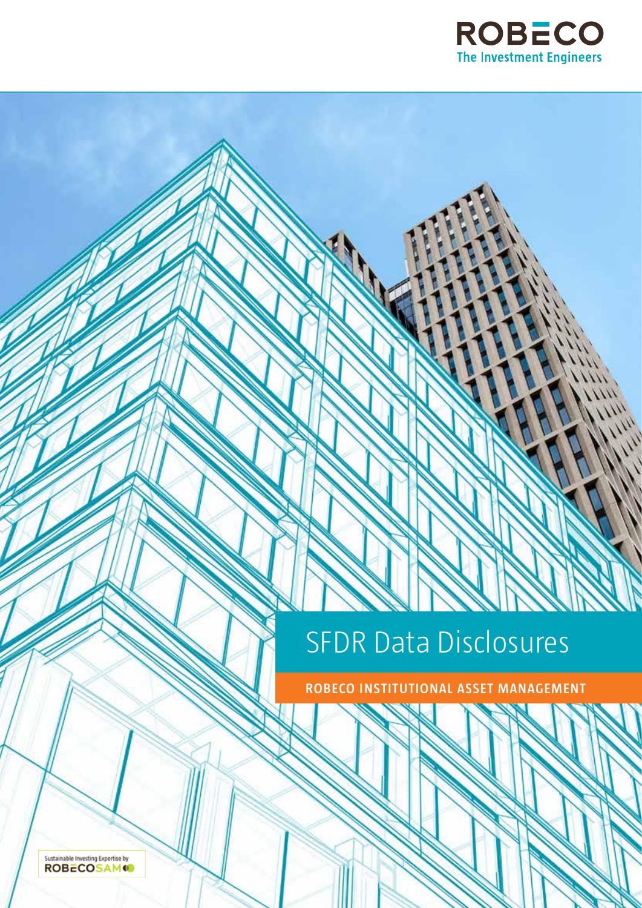ROBECO

The Investment Engineers

# SFDR Data Disclosures

ROBECO INSTITUTIONAL ASSET MANAGEMENT

Sustainable Investing Expertise by ROBECOSAM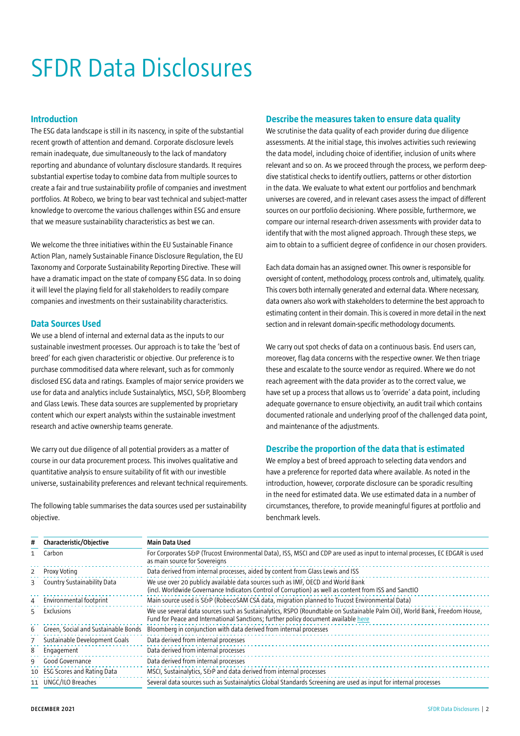# SFDR Data Disclosures

## Introduction

The ESG data landscape is still in its nascency, in spite of the substantial recent growth of attention and demand. Corporate disclosure levels remain inadequate, due simultaneously to the lack of mandatory reporting and abundance of voluntary disclosure standards. It requires substantial expertise today to combine data from multiple sources to create a fair and true sustainability profile of companies and investment portfolios. At Robeco, we bring to bear vast technical and subject-matter knowledge to overcome the various challenges within ESG and ensure that we measure sustainability characteristics as best we can.

We welcome the three initiatives within the EU Sustainable Finance Action Plan, namely Sustainable Finance Disclosure Regulation, the EU Taxonomy and Corporate Sustainability Reporting Directive. These will have a dramatic impact on the state of company ESG data. In so doing it will level the playing field for all stakeholders to readily compare companies and investments on their sustainability characteristics.

## Data Sources Used

We use a blend of internal and external data as the inputs to our sustainable investment processes. Our approach is to take the 'best of breed' for each given characteristic or objective. Our preference is to purchase commoditised data where relevant, such as for commonly disclosed ESG data and ratings. Examples of major service providers we use for data and analytics include Sustainalytics, MSCI, S&P, Bloomberg and Glass Lewis. These data sources are supplemented by proprietary content which our expert analysts within the sustainable investment research and active ownership teams generate.

We carry out due diligence of all potential providers as a matter of course in our data procurement process. This involves qualitative and quantitative analysis to ensure suitability of fit with our investible universe, sustainability preferences and relevant technical requirements.

The following table summarises the data sources used per sustainability objective.

## Describe the measures taken to ensure data quality

We scrutinise the data quality of each provider during due diligence assessments. At the initial stage, this involves activities such reviewing the data model, including choice of identifier, inclusion of units where relevant and so on. As we proceed through the process, we perform deep-dive statistical checks to identify outliers, patterns or other distortion in the data. We evaluate to what extent our portfolios and benchmark universes are covered, and in relevant cases assess the impact of different sources on our portfolio decisioning. Where possible, furthermore, we compare our internal research-driven assessments with provider data to identify that with the most aligned approach. Through these steps, we aim to obtain to a sufficient degree of confidence in our chosen providers.

Each data domain has an assigned owner. This owner is responsible for oversight of content, methodology, process controls and, ultimately, quality. This covers both internally generated and external data. Where necessary, data owners also work with stakeholders to determine the best approach to estimating content in their domain. This is covered in more detail in the next section and in relevant domain-specific methodology documents.

We carry out spot checks of data on a continuous basis. End users can, moreover, flag data concerns with the respective owner. We then triage these and escalate to the source vendor as required. Where we do not reach agreement with the data provider as to the correct value, we have set up a process that allows us to 'override' a data point, including adequate governance to ensure objectivity, an audit trail which contains documented rationale and underlying proof of the challenged data point, and maintenance of the adjustments.

## Describe the proportion of the data that is estimated

We employ a best of breed approach to selecting data vendors and have a preference for reported data where available. As noted in the introduction, however, corporate disclosure can be sporadic resulting in the need for estimated data. We use estimated data in a number of circumstances, therefore, to provide meaningful figures at portfolio and benchmark levels.

| # | Characteristic/Objective | Main Data Used |
|---|---|---|
| 1 | Carbon | For Corporates S&P (Trucost Environmental Data), ISS, MSCI and CDP are used as input to internal processes, EC EDGAR is used as main source for Sovereigns |
| 2 | Proxy Voting | Data derived from internal processes, aided by content from Glass Lewis and ISS |
| 3 | Country Sustainability Data | We use over 20 publicly available data sources such as IMF, OECD and World Bank (incl. Worldwide Governance Indicators Control of Corruption) as well as content from ISS and SanctIO |
| 4 | Environmental footprint | Main source used is S&P (RobecoSAM CSA data, migration planned to Trucost Environmental Data) |
| 5 | Exclusions | We use several data sources such as Sustainalytics, RSPO (Roundtable on Sustainable Palm Oil), World Bank, Freedom House, Fund for Peace and International Sanctions; further policy document available here |
| 6 | Green, Social and Sustainable Bonds | Bloomberg in conjunction with data derived from internal processes |
| 7 | Sustainable Development Goals | Data derived from internal processes |
| 8 | Engagement | Data derived from internal processes |
| 9 | Good Governance | Data derived from internal processes |
| 10 | ESG Scores and Rating Data | MSCI, Sustainalytics, S&P and data derived from internal processes |
| 11 | UNGC/ILO Breaches | Several data sources such as Sustainalytics Global Standards Screening are used as input for internal processes |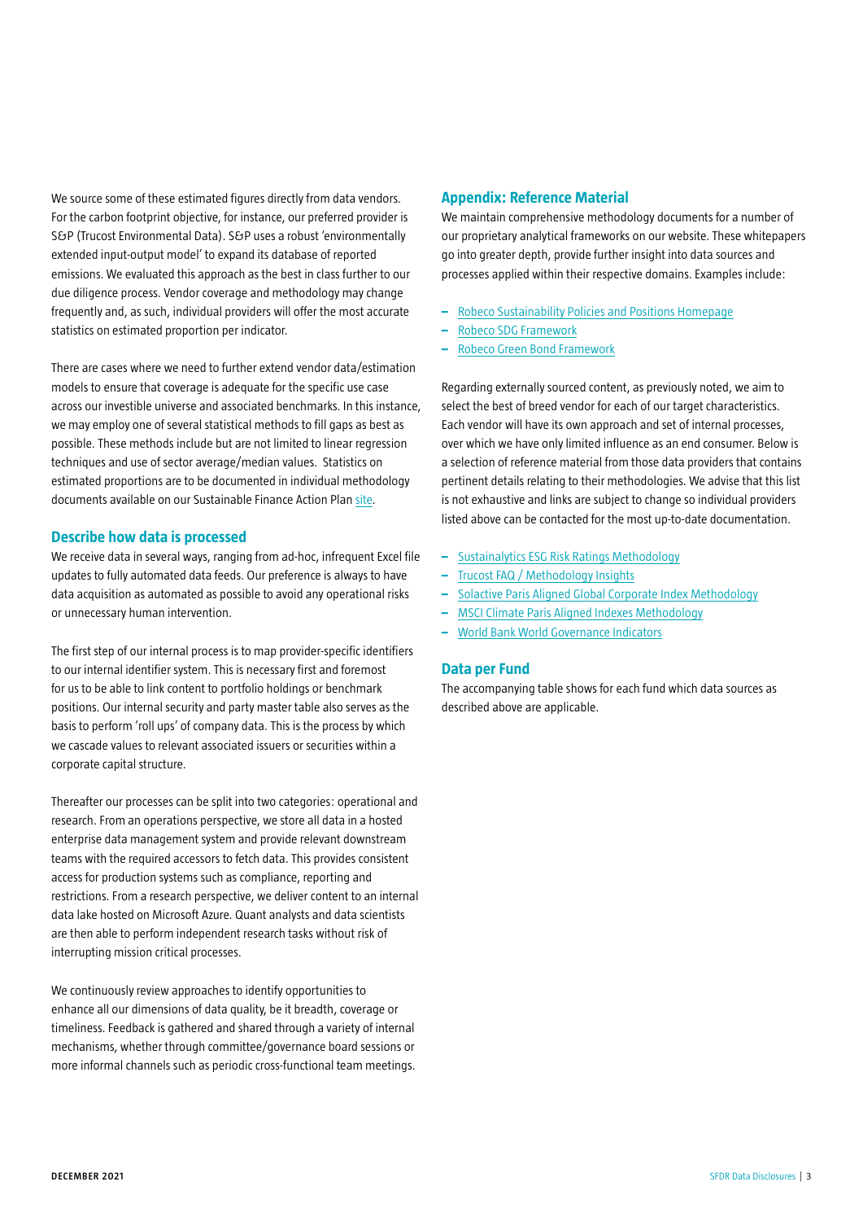We source some of these estimated figures directly from data vendors. For the carbon footprint objective, for instance, our preferred provider is S&P (Trucost Environmental Data). S&P uses a robust 'environmentally extended input-output model' to expand its database of reported emissions. We evaluated this approach as the best in class further to our due diligence process. Vendor coverage and methodology may change frequently and, as such, individual providers will offer the most accurate statistics on estimated proportion per indicator.

There are cases where we need to further extend vendor data/estimation models to ensure that coverage is adequate for the specific use case across our investible universe and associated benchmarks. In this instance, we may employ one of several statistical methods to fill gaps as best as possible. These methods include but are not limited to linear regression techniques and use of sector average/median values. Statistics on estimated proportions are to be documented in individual methodology documents available on our Sustainable Finance Action Plan site.

## Describe how data is processed

We receive data in several ways, ranging from ad-hoc, infrequent Excel file updates to fully automated data feeds. Our preference is always to have data acquisition as automated as possible to avoid any operational risks or unnecessary human intervention.

The first step of our internal process is to map provider-specific identifiers to our internal identifier system. This is necessary first and foremost for us to be able to link content to portfolio holdings or benchmark positions. Our internal security and party master table also serves as the basis to perform 'roll ups' of company data. This is the process by which we cascade values to relevant associated issuers or securities within a corporate capital structure.

Thereafter our processes can be split into two categories: operational and research. From an operations perspective, we store all data in a hosted enterprise data management system and provide relevant downstream teams with the required accessors to fetch data. This provides consistent access for production systems such as compliance, reporting and restrictions. From a research perspective, we deliver content to an internal data lake hosted on Microsoft Azure. Quant analysts and data scientists are then able to perform independent research tasks without risk of interrupting mission critical processes.

We continuously review approaches to identify opportunities to enhance all our dimensions of data quality, be it breadth, coverage or timeliness. Feedback is gathered and shared through a variety of internal mechanisms, whether through committee/governance board sessions or more informal channels such as periodic cross-functional team meetings.

## Appendix: Reference Material

We maintain comprehensive methodology documents for a number of our proprietary analytical frameworks on our website. These whitepapers go into greater depth, provide further insight into data sources and processes applied within their respective domains. Examples include:

- Robeco Sustainability Policies and Positions Homepage
- Robeco SDG Framework
- Robeco Green Bond Framework

Regarding externally sourced content, as previously noted, we aim to select the best of breed vendor for each of our target characteristics. Each vendor will have its own approach and set of internal processes, over which we have only limited influence as an end consumer. Below is a selection of reference material from those data providers that contains pertinent details relating to their methodologies. We advise that this list is not exhaustive and links are subject to change so individual providers listed above can be contacted for the most up-to-date documentation.

- Sustainalytics ESG Risk Ratings Methodology
- Trucost FAQ / Methodology Insights
- Solactive Paris Aligned Global Corporate Index Methodology
- MSCI Climate Paris Aligned Indexes Methodology
- World Bank World Governance Indicators

## Data per Fund

The accompanying table shows for each fund which data sources as described above are applicable.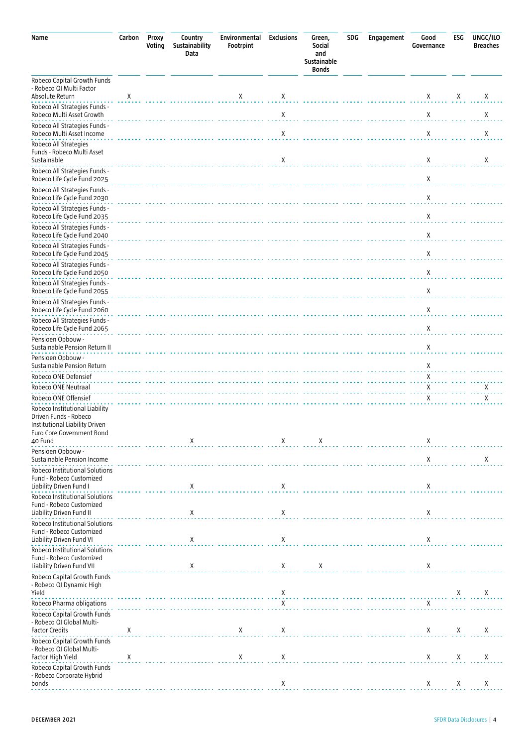| Name | Carbon | Proxy Voting | Country Sustainability Data | Environmental Footprint | Exclusions | Green, Social and Sustainable Bonds | SDG | Engagement | Good Governance | ESG | UNGC/ILO Breaches |
|---|---|---|---|---|---|---|---|---|---|---|---|
| Robeco Capital Growth Funds - Robeco QI Multi Factor Absolute Return | X | | | X | X | | | | X | X | X |
| Robeco All Strategies Funds - Robeco Multi Asset Growth | | | | | X | | | | X | | X |
| Robeco All Strategies Funds - Robeco Multi Asset Income | | | | | X | | | | X | | X |
| Robeco All Strategies Funds - Robeco Multi Asset Sustainable | | | | | X | | | | X | | X |
| Robeco All Strategies Funds - Robeco Life Cycle Fund 2025 | | | | | | | | | X | | |
| Robeco All Strategies Funds - Robeco Life Cycle Fund 2030 | | | | | | | | | X | | |
| Robeco All Strategies Funds - Robeco Life Cycle Fund 2035 | | | | | | | | | X | | |
| Robeco All Strategies Funds - Robeco Life Cycle Fund 2040 | | | | | | | | | X | | |
| Robeco All Strategies Funds - Robeco Life Cycle Fund 2045 | | | | | | | | | X | | |
| Robeco All Strategies Funds - Robeco Life Cycle Fund 2050 | | | | | | | | | X | | |
| Robeco All Strategies Funds - Robeco Life Cycle Fund 2055 | | | | | | | | | X | | |
| Robeco All Strategies Funds - Robeco Life Cycle Fund 2060 | | | | | | | | | X | | |
| Robeco All Strategies Funds - Robeco Life Cycle Fund 2065 | | | | | | | | | X | | |
| Pensioen Opbouw - Sustainable Pension Return II | | | | | | | | | X | | |
| Pensioen Opbouw - Sustainable Pension Return | | | | | | | | | X | | |
| Robeco ONE Defensief | | | | | | | | | X | | |
| Robeco ONE Neutraal | | | | | | | | | X | | X |
| Robeco ONE Offensief | | | | | | | | | X | | X |
| Robeco Institutional Liability Driven Funds - Robeco Institutional Liability Driven Euro Core Government Bond 40 Fund | | | X | | X | X | | | X | | |
| Pensioen Opbouw - Sustainable Pension Income | | | | | | | | | X | | X |
| Robeco Institutional Solutions Fund - Robeco Customized Liability Driven Fund I | | | X | | X | | | | X | | |
| Robeco Institutional Solutions Fund - Robeco Customized Liability Driven Fund II | | | X | | X | | | | X | | |
| Robeco Institutional Solutions Fund - Robeco Customized Liability Driven Fund VI | | | X | | X | | | | X | | |
| Robeco Institutional Solutions Fund - Robeco Customized Liability Driven Fund VII | | | X | | X | X | | | X | | |
| Robeco Capital Growth Funds - Robeco QI Dynamic High Yield | | | | | X | | | | | X | X |
| Robeco Pharma obligations | | | | | X | | | | X | | |
| Robeco Capital Growth Funds - Robeco QI Global Multi-Factor Credits | X | | | X | X | | | | X | X | X |
| Robeco Capital Growth Funds - Robeco QI Global Multi-Factor High Yield | X | | | X | X | | | | X | X | X |
| Robeco Capital Growth Funds - Robeco Corporate Hybrid bonds | | | | | X | | | | X | X | X |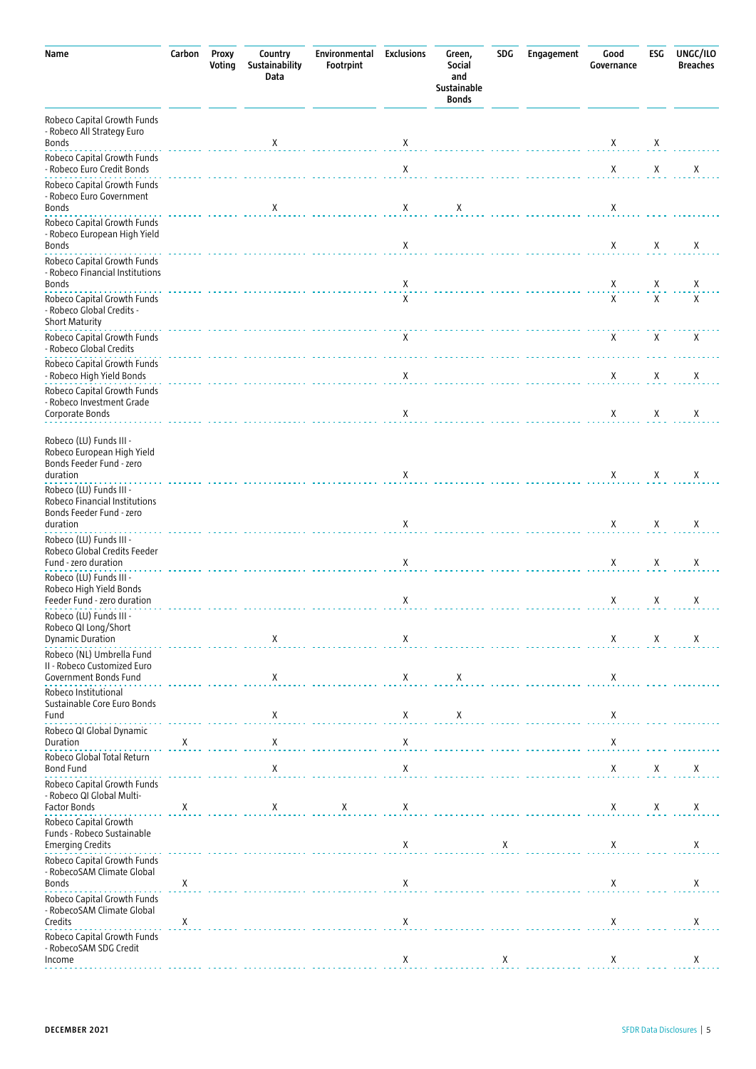| Name | Carbon | Proxy Voting | Country Sustainability Data | Environmental Footprint | Exclusions | Green, Social and Sustainable Bonds | SDG | Engagement | Good Governance | ESG | UNGC/ILO Breaches |
|---|---|---|---|---|---|---|---|---|---|---|---|
| Robeco Capital Growth Funds - Robeco All Strategy Euro Bonds | | | X | | X | | | | X | X | |
| Robeco Capital Growth Funds - Robeco Euro Credit Bonds | | | | | X | | | | X | X | X |
| Robeco Capital Growth Funds - Robeco Euro Government Bonds | | | X | | X | X | | | X | | |
| Robeco Capital Growth Funds - Robeco European High Yield Bonds | | | | | X | | | | X | X | X |
| Robeco Capital Growth Funds - Robeco Financial Institutions Bonds | | | | | X | | | | X | X | X |
| Robeco Capital Growth Funds - Robeco Global Credits - Short Maturity | | | | | X | | | | X | X | X |
| Robeco Capital Growth Funds - Robeco Global Credits | | | | | X | | | | X | X | X |
| Robeco Capital Growth Funds - Robeco High Yield Bonds | | | | | X | | | | X | X | X |
| Robeco Capital Growth Funds - Robeco Investment Grade Corporate Bonds | | | | | X | | | | X | X | X |
| Robeco (LU) Funds III - Robeco European High Yield Bonds Feeder Fund - zero duration | | | | | X | | | | X | X | X |
| Robeco (LU) Funds III - Robeco Financial Institutions Bonds Feeder Fund - zero duration | | | | | X | | | | X | X | X |
| Robeco (LU) Funds III - Robeco Global Credits Feeder Fund - zero duration | | | | | X | | | | X | X | X |
| Robeco (LU) Funds III - Robeco High Yield Bonds Feeder Fund - zero duration | | | | | X | | | | X | X | X |
| Robeco (LU) Funds III - Robeco QI Long/Short Dynamic Duration | | | X | | X | | | | X | X | X |
| Robeco (NL) Umbrella Fund II - Robeco Customized Euro Government Bonds Fund | | | X | | X | X | | | X | | |
| Robeco Institutional Sustainable Core Euro Bonds Fund | | | X | | X | X | | | X | | |
| Robeco QI Global Dynamic Duration | X | | X | | X | | | | X | | |
| Robeco Global Total Return Bond Fund | | | X | | X | | | | X | X | X |
| Robeco Capital Growth Funds - Robeco QI Global Multi-Factor Bonds | X | | X | X | X | | | | X | X | X |
| Robeco Capital Growth Funds - Robeco Sustainable Emerging Credits | | | | | X | | X | | X | | X |
| Robeco Capital Growth Funds - RobecoSAM Climate Global Bonds | X | | | | X | | | | X | | X |
| Robeco Capital Growth Funds - RobecoSAM Climate Global Credits | X | | | | X | | | | X | | X |
| Robeco Capital Growth Funds - RobecoSAM SDG Credit Income | | | | | X | | X | | X | | X |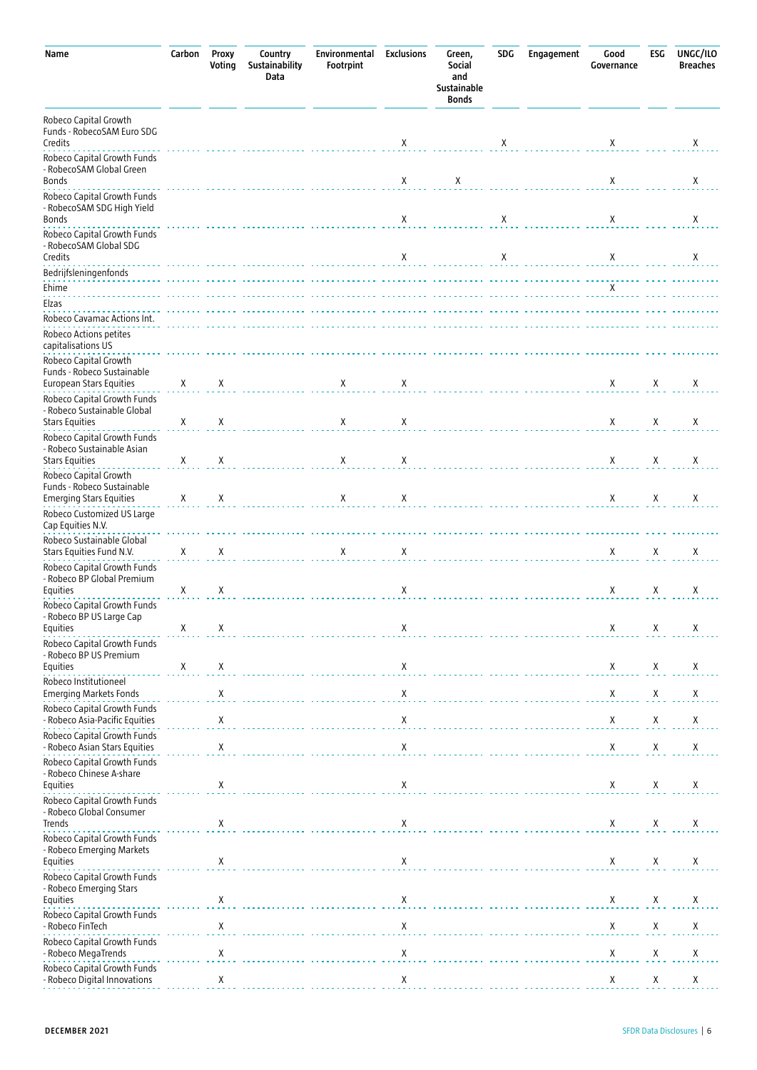| Name | Carbon | Proxy Voting | Country Sustainability Data | Environmental Footprint | Exclusions | Green, Social and Sustainable Bonds | SDG | Engagement | Good Governance | ESG | UNGC/ILO Breaches |
|---|---|---|---|---|---|---|---|---|---|---|---|
| Robeco Capital Growth Funds - RobecoSAM Euro SDG Credits | | | | | X | | X | | X | | X |
| Robeco Capital Growth Funds - RobecoSAM Global Green Bonds | | | | | X | X | | | X | | X |
| Robeco Capital Growth Funds - RobecoSAM SDG High Yield Bonds | | | | | X | | X | | X | | X |
| Robeco Capital Growth Funds - RobecoSAM Global SDG Credits | | | | | X | | X | | X | | X |
| Bedrijfsleningenfonds | | | | | | | | | | | |
| Ehime | | | | | | | | | X | | |
| Elzas | | | | | | | | | | | |
| Robeco Cavamac Actions Int. | | | | | | | | | | | |
| Robeco Actions petites capitalisations US | | | | | | | | | | | |
| Robeco Capital Growth Funds - Robeco Sustainable European Stars Equities | X | X | | X | X | | | | X | X | X |
| Robeco Capital Growth Funds - Robeco Sustainable Global Stars Equities | X | X | | X | X | | | | X | X | X |
| Robeco Capital Growth Funds - Robeco Sustainable Asian Stars Equities | X | X | | X | X | | | | X | X | X |
| Robeco Capital Growth Funds - Robeco Sustainable Emerging Stars Equities | X | X | | X | X | | | | X | X | X |
| Robeco Customized US Large Cap Equities N.V. | | | | | | | | | | | |
| Robeco Sustainable Global Stars Equities Fund N.V. | X | X | | X | X | | | | X | X | X |
| Robeco Capital Growth Funds - Robeco BP Global Premium Equities | X | X | | | X | | | | X | X | X |
| Robeco Capital Growth Funds - Robeco BP US Large Cap Equities | X | X | | | X | | | | X | X | X |
| Robeco Capital Growth Funds - Robeco BP US Premium Equities | X | X | | | X | | | | X | X | X |
| Robeco Institutioneel Emerging Markets Fonds | | X | | | X | | | | X | X | X |
| Robeco Capital Growth Funds - Robeco Asia-Pacific Equities | | X | | | X | | | | X | X | X |
| Robeco Capital Growth Funds - Robeco Asian Stars Equities | | X | | | X | | | | X | X | X |
| Robeco Capital Growth Funds - Robeco Chinese A-share Equities | | X | | | X | | | | X | X | X |
| Robeco Capital Growth Funds - Robeco Global Consumer Trends | | X | | | X | | | | X | X | X |
| Robeco Capital Growth Funds - Robeco Emerging Markets Equities | | X | | | X | | | | X | X | X |
| Robeco Capital Growth Funds - Robeco Emerging Stars Equities | | X | | | X | | | | X | X | X |
| Robeco Capital Growth Funds - Robeco FinTech | | X | | | X | | | | X | X | X |
| Robeco Capital Growth Funds - Robeco MegaTrends | | X | | | X | | | | X | X | X |
| Robeco Capital Growth Funds - Robeco Digital Innovations | | X | | | X | | | | X | X | X |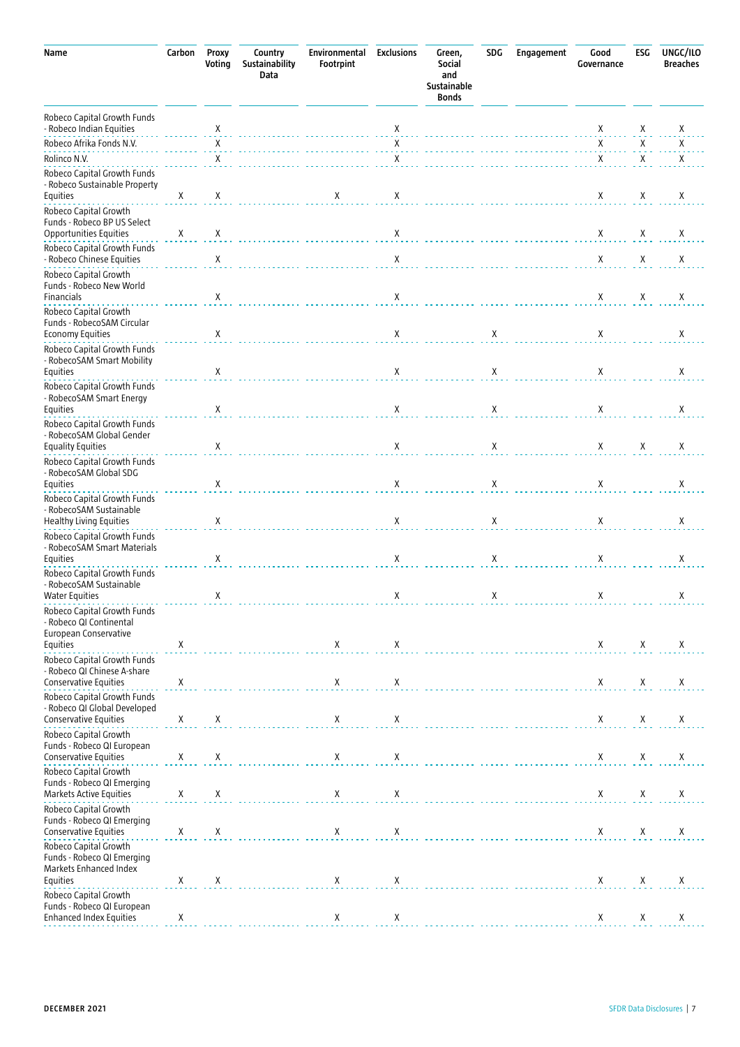| Name | Carbon | Proxy Voting | Country Sustainability Data | Environmental Footprint | Exclusions | Green, Social and Sustainable Bonds | SDG | Engagement | Good Governance | ESG | UNGC/ILO Breaches |
|---|---|---|---|---|---|---|---|---|---|---|---|
| Robeco Capital Growth Funds - Robeco Indian Equities | | X | | | X | | | | X | X | X |
| Robeco Afrika Fonds N.V. | | X | | | X | | | | X | X | X |
| Rolinco N.V. | | X | | | X | | | | X | X | X |
| Robeco Capital Growth Funds - Robeco Sustainable Property Equities | X | X | | X | X | | | | X | X | X |
| Robeco Capital Growth Funds - Robeco BP US Select Opportunities Equities | X | X | | | X | | | | X | X | X |
| Robeco Capital Growth Funds - Robeco Chinese Equities | | X | | | X | | | | X | X | X |
| Robeco Capital Growth Funds - Robeco New World Financials | | X | | | X | | | | X | X | X |
| Robeco Capital Growth Funds - RobecoSAM Circular Economy Equities | | X | | | X | | X | | X | | X |
| Robeco Capital Growth Funds - RobecoSAM Smart Mobility Equities | | X | | | X | | X | | X | | X |
| Robeco Capital Growth Funds - RobecoSAM Smart Energy Equities | | X | | | X | | X | | X | | X |
| Robeco Capital Growth Funds - RobecoSAM Global Gender Equality Equities | | X | | | X | | X | | X | X | X |
| Robeco Capital Growth Funds - RobecoSAM Global SDG Equities | | X | | | X | | X | | X | | X |
| Robeco Capital Growth Funds - RobecoSAM Sustainable Healthy Living Equities | | X | | | X | | X | | X | | X |
| Robeco Capital Growth Funds - RobecoSAM Smart Materials Equities | | X | | | X | | X | | X | | X |
| Robeco Capital Growth Funds - RobecoSAM Sustainable Water Equities | | X | | | X | | X | | X | | X |
| Robeco Capital Growth Funds - Robeco QI Continental European Conservative Equities | X | | | X | X | | | | X | X | X |
| Robeco Capital Growth Funds - Robeco QI Chinese A-share Conservative Equities | X | | | X | X | | | | X | X | X |
| Robeco Capital Growth Funds - Robeco QI Global Developed Conservative Equities | X | X | | X | X | | | | X | X | X |
| Robeco Capital Growth Funds - Robeco QI European Conservative Equities | X | X | | X | X | | | | X | X | X |
| Robeco Capital Growth Funds - Robeco QI Emerging Markets Active Equities | X | X | | X | X | | | | X | X | X |
| Robeco Capital Growth Funds - Robeco QI Emerging Conservative Equities | X | X | | X | X | | | | X | X | X |
| Robeco Capital Growth Funds - Robeco QI Emerging Markets Enhanced Index Equities | X | X | | X | X | | | | X | X | X |
| Robeco Capital Growth Funds - Robeco QI European Enhanced Index Equities | X | | | X | X | | | | X | X | X |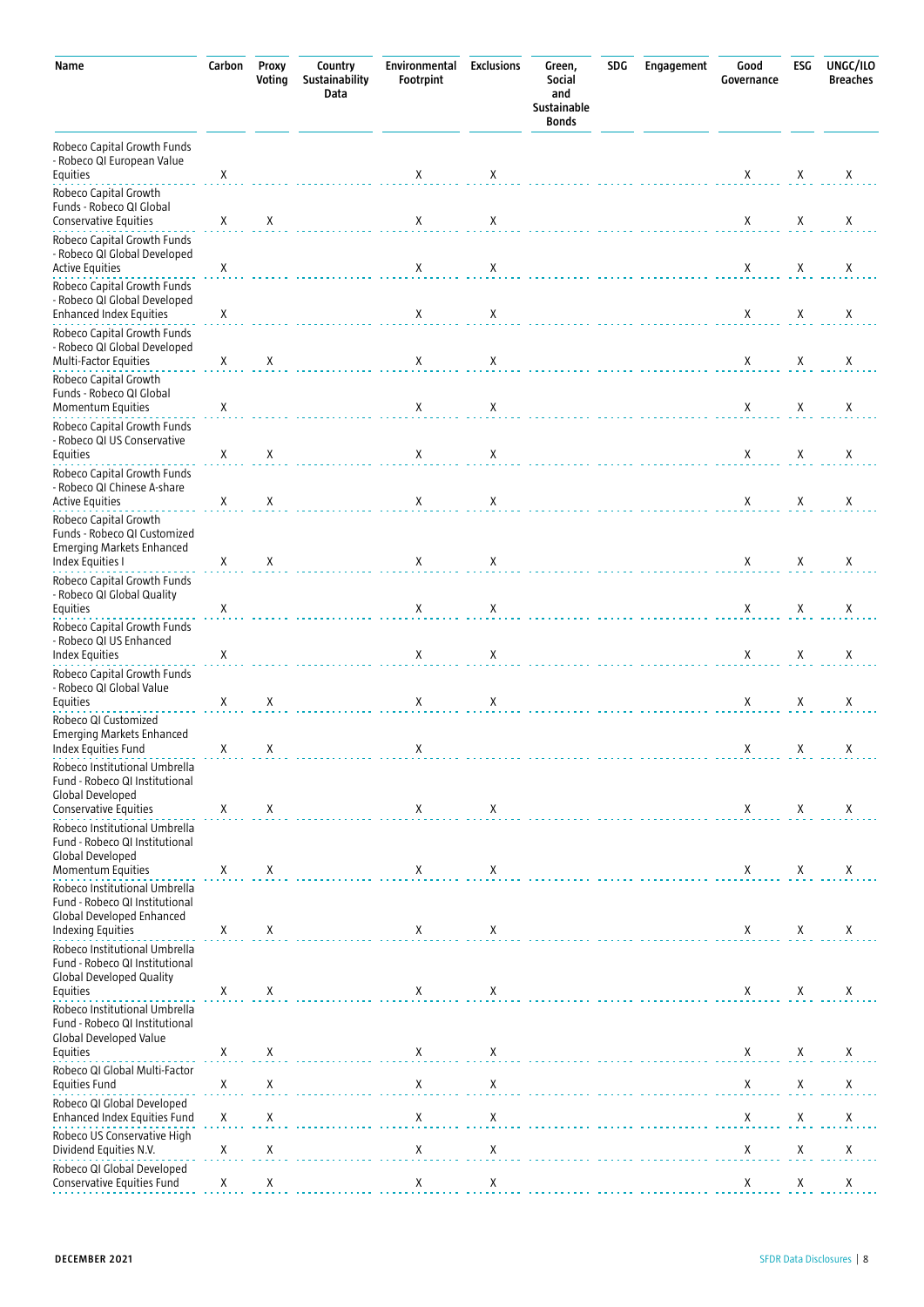| Name | Carbon | Proxy Voting | Country Sustainability Data | Environmental Footprint | Exclusions | Green, Social and Sustainable Bonds | SDG | Engagement | Good Governance | ESG | UNGC/ILO Breaches |
|---|---|---|---|---|---|---|---|---|---|---|---|
| Robeco Capital Growth Funds - Robeco QI European Value Equities | X | | | X | X | | | | X | X | X |
| Robeco Capital Growth Funds - Robeco QI Global Conservative Equities | X | X | | X | X | | | | X | X | X |
| Robeco Capital Growth Funds - Robeco QI Global Developed Active Equities | X | | | X | X | | | | X | X | X |
| Robeco Capital Growth Funds - Robeco QI Global Developed Enhanced Index Equities | X | | | X | X | | | | X | X | X |
| Robeco Capital Growth Funds - Robeco QI Global Developed Multi-Factor Equities | X | X | | X | X | | | | X | X | X |
| Robeco Capital Growth Funds - Robeco QI Global Momentum Equities | X | | | X | X | | | | X | X | X |
| Robeco Capital Growth Funds - Robeco QI US Conservative Equities | X | X | | X | X | | | | X | X | X |
| Robeco Capital Growth Funds - Robeco QI Chinese A-share Active Equities | X | X | | X | X | | | | X | X | X |
| Robeco Capital Growth Funds - Robeco QI Customized Emerging Markets Enhanced Index Equities I | X | X | | X | X | | | | X | X | X |
| Robeco Capital Growth Funds - Robeco QI Global Quality Equities | X | | | X | X | | | | X | X | X |
| Robeco Capital Growth Funds - Robeco QI US Enhanced Index Equities | X | | | X | X | | | | X | X | X |
| Robeco Capital Growth Funds - Robeco QI Global Value Equities | X | X | | X | X | | | | X | X | X |
| Robeco QI Customized Emerging Markets Enhanced Index Equities Fund | X | X | | X | | | | | X | X | X |
| Robeco Institutional Umbrella Fund - Robeco QI Institutional Global Developed Conservative Equities | X | X | | X | X | | | | X | X | X |
| Robeco Institutional Umbrella Fund - Robeco QI Institutional Global Developed Momentum Equities | X | X | | X | X | | | | X | X | X |
| Robeco Institutional Umbrella Fund - Robeco QI Institutional Global Developed Enhanced Indexing Equities | X | X | | X | X | | | | X | X | X |
| Robeco Institutional Umbrella Fund - Robeco QI Institutional Global Developed Quality Equities | X | X | | X | X | | | | X | X | X |
| Robeco Institutional Umbrella Fund - Robeco QI Institutional Global Developed Value Equities | X | X | | X | X | | | | X | X | X |
| Robeco QI Global Multi-Factor Equities Fund | X | X | | X | X | | | | X | X | X |
| Robeco QI Global Developed Enhanced Index Equities Fund | X | X | | X | X | | | | X | X | X |
| Robeco US Conservative High Dividend Equities N.V. | X | X | | X | X | | | | X | X | X |
| Robeco QI Global Developed Conservative Equities Fund | X | X | | X | X | | | | X | X | X |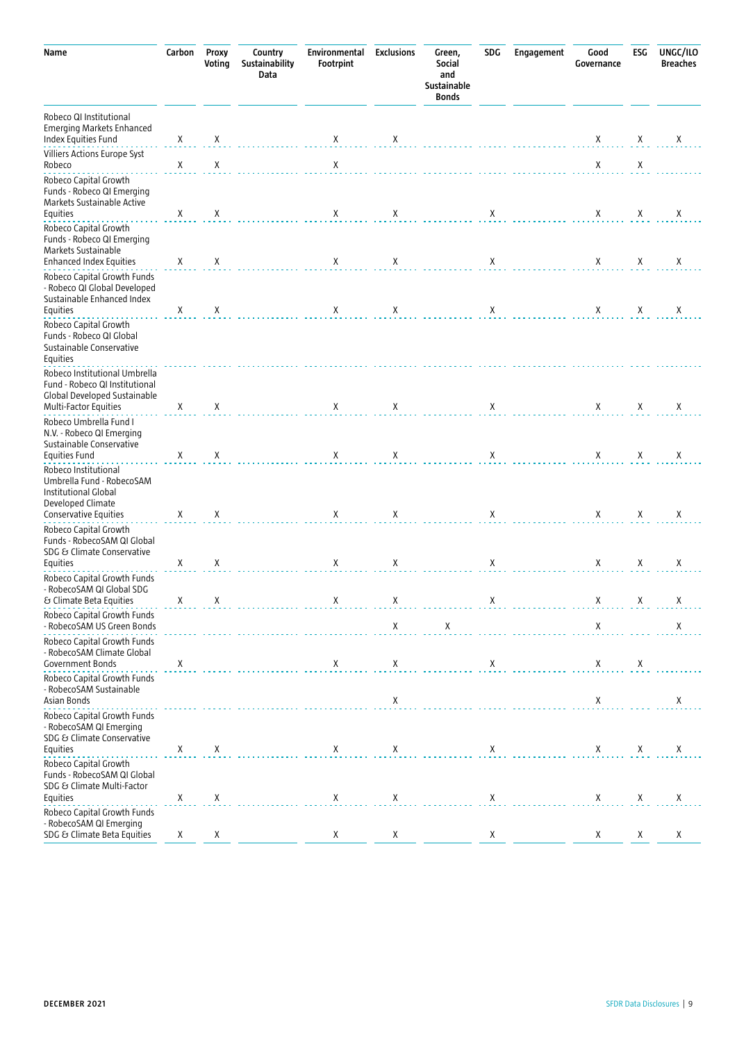| Name | Carbon | Proxy Voting | Country Sustainability Data | Environmental Footprint | Exclusions | Green, Social and Sustainable Bonds | SDG | Engagement | Good Governance | ESG | UNGC/ILO Breaches |
|---|---|---|---|---|---|---|---|---|---|---|---|
| Robeco QI Institutional Emerging Markets Enhanced Index Equities Fund | X | X | | X | X | | | | X | X | X |
| Villiers Actions Europe Syst Robeco | X | X | | X | | | | | X | X | |
| Robeco Capital Growth Funds - Robeco QI Emerging Markets Sustainable Active Equities | X | X | | X | X | | X | | X | X | X |
| Robeco Capital Growth Funds - Robeco QI Emerging Markets Sustainable Enhanced Index Equities | X | X | | X | X | | X | | X | X | X |
| Robeco Capital Growth Funds - Robeco QI Global Developed Sustainable Enhanced Index Equities | X | X | | X | X | | X | | X | X | X |
| Robeco Capital Growth Funds - Robeco QI Global Sustainable Conservative Equities | | | | | | | | | | | |
| Robeco Institutional Umbrella Fund - Robeco QI Institutional Global Developed Sustainable Multi-Factor Equities | X | X | | X | X | | X | | X | X | X |
| Robeco Umbrella Fund I N.V. - Robeco QI Emerging Sustainable Conservative Equities Fund | X | X | | X | X | | X | | X | X | X |
| Robeco Institutional Umbrella Fund - RobecoSAM Institutional Global Developed Climate Conservative Equities | X | X | | X | X | | X | | X | X | X |
| Robeco Capital Growth Funds - RobecoSAM QI Global SDG & Climate Conservative Equities | X | X | | X | X | | X | | X | X | X |
| Robeco Capital Growth Funds - RobecoSAM QI Global SDG & Climate Beta Equities | X | X | | X | X | | X | | X | X | X |
| Robeco Capital Growth Funds - RobecoSAM US Green Bonds | | | | | X | X | | | X | | X |
| Robeco Capital Growth Funds - RobecoSAM Climate Global Government Bonds | X | | | X | X | | X | | X | X | |
| Robeco Capital Growth Funds - RobecoSAM Sustainable Asian Bonds | | | | | X | | | | X | | X |
| Robeco Capital Growth Funds - RobecoSAM QI Emerging SDG & Climate Conservative Equities | X | X | | X | X | | X | | X | X | X |
| Robeco Capital Growth Funds - RobecoSAM QI Global SDG & Climate Multi-Factor Equities | X | X | | X | X | | X | | X | X | X |
| Robeco Capital Growth Funds - RobecoSAM QI Emerging SDG & Climate Beta Equities | X | X | | X | X | | X | | X | X | X |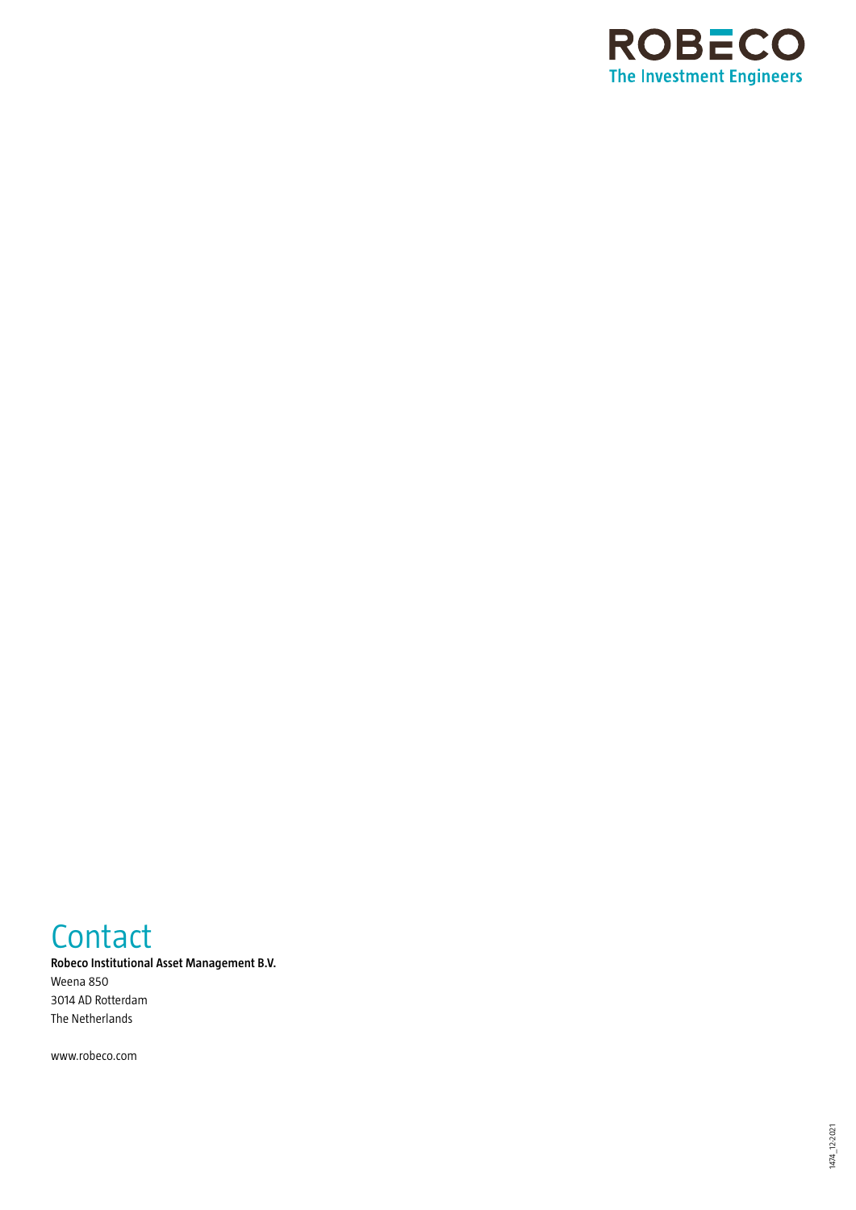ROBECO
The Investment Engineers

# Contact

**Robeco Institutional Asset Management B.V.**
Weena 850
3014 AD Rotterdam
The Netherlands

www.robeco.com

1474_12-2021